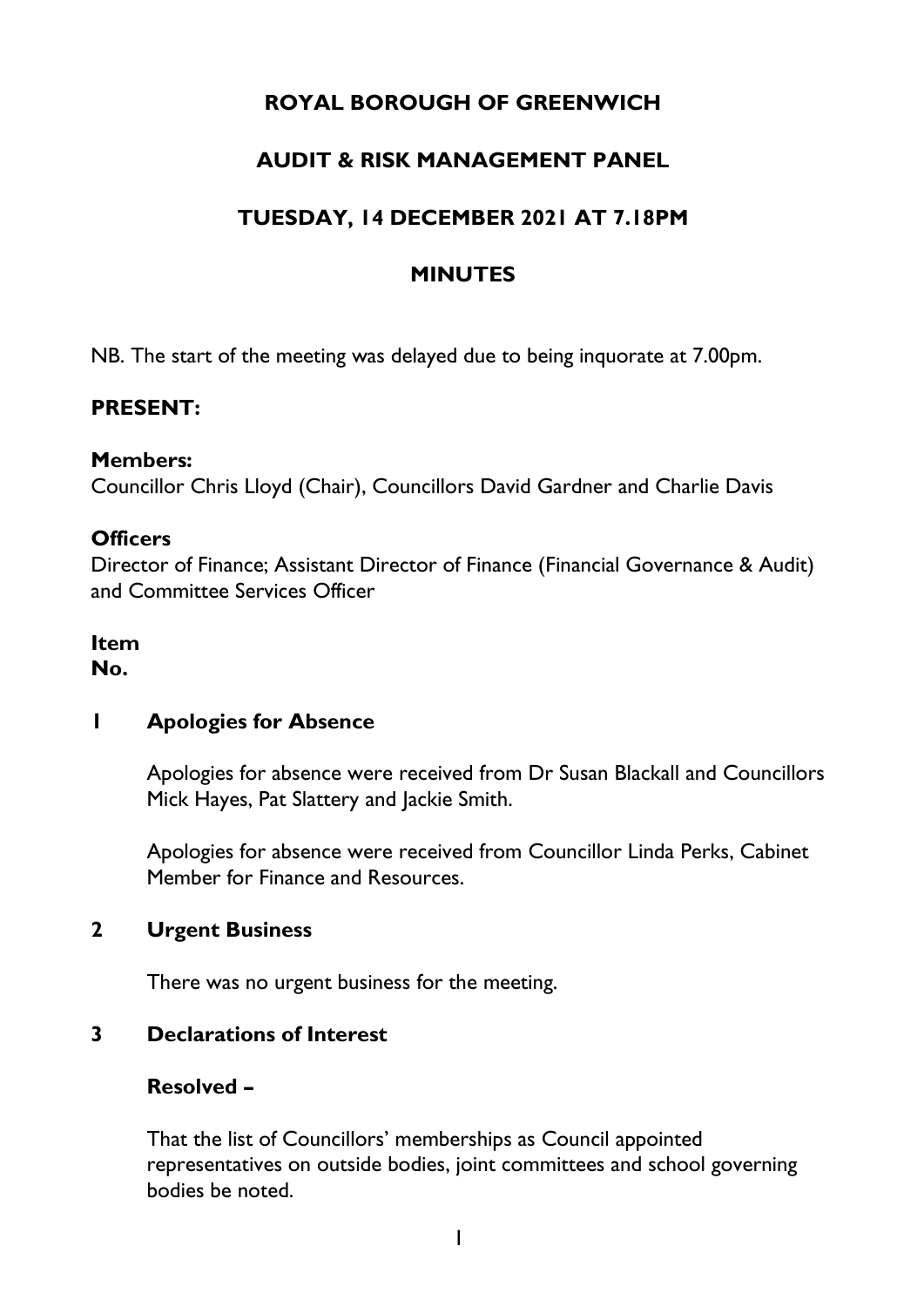# ROYAL BOROUGH OF GREENWICH

## AUDIT & RISK MANAGEMENT PANEL

## TUESDAY, 14 DECEMBER 2021 AT 7.18PM

## MINUTES

NB. The start of the meeting was delayed due to being inquorate at 7.00pm.

**PRESENT:**

**Members:**
Councillor Chris Lloyd (Chair), Councillors David Gardner and Charlie Davis

**Officers**
Director of Finance; Assistant Director of Finance (Financial Governance & Audit) and Committee Services Officer

**Item No.**

**1 Apologies for Absence**

Apologies for absence were received from Dr Susan Blackall and Councillors Mick Hayes, Pat Slattery and Jackie Smith.

Apologies for absence were received from Councillor Linda Perks, Cabinet Member for Finance and Resources.

**2 Urgent Business**

There was no urgent business for the meeting.

**3 Declarations of Interest**

**Resolved –**

That the list of Councillors' memberships as Council appointed representatives on outside bodies, joint committees and school governing bodies be noted.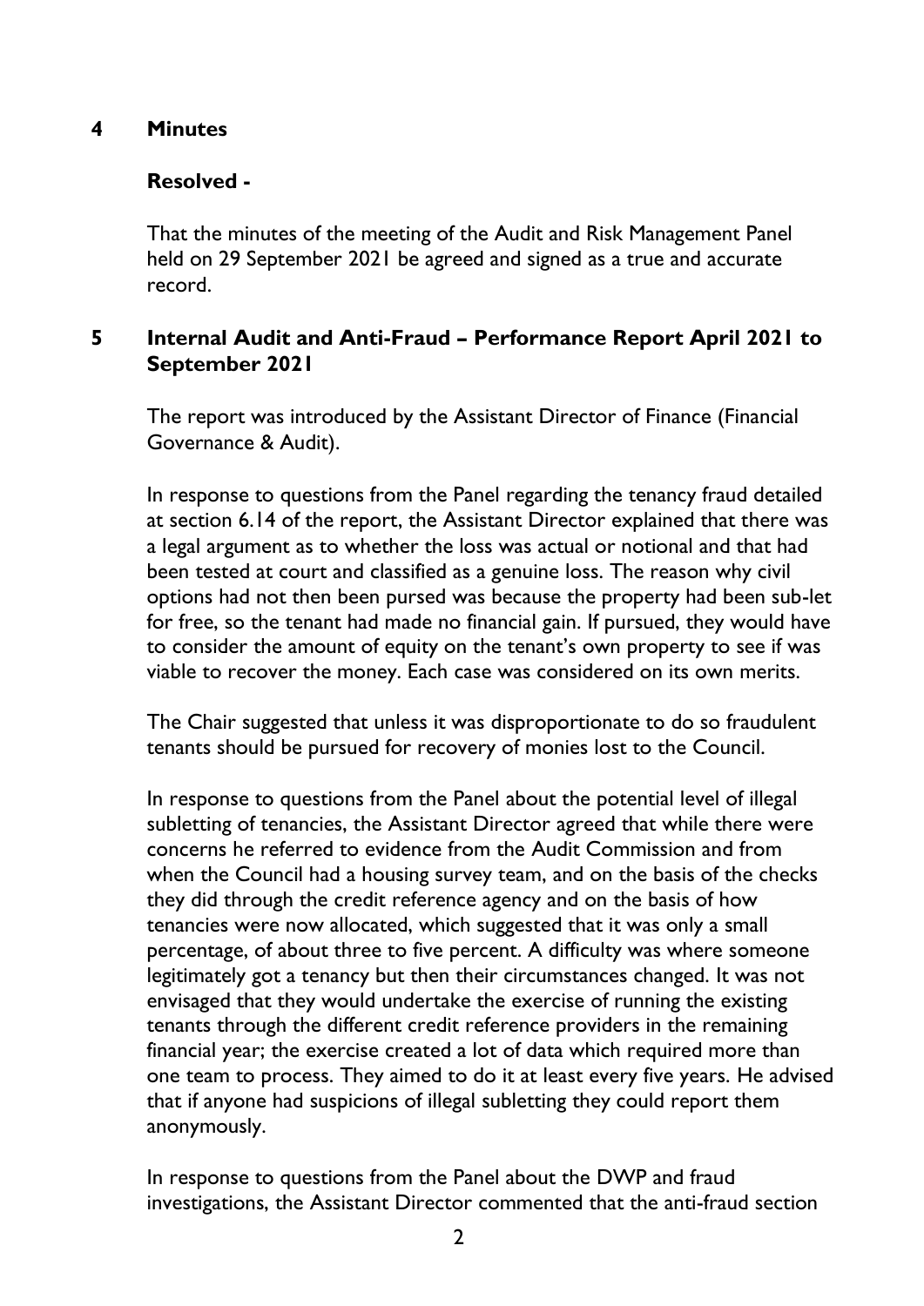## 4 Minutes

**Resolved -**

That the minutes of the meeting of the Audit and Risk Management Panel held on 29 September 2021 be agreed and signed as a true and accurate record.

## 5 Internal Audit and Anti-Fraud – Performance Report April 2021 to September 2021

The report was introduced by the Assistant Director of Finance (Financial Governance & Audit).

In response to questions from the Panel regarding the tenancy fraud detailed at section 6.14 of the report, the Assistant Director explained that there was a legal argument as to whether the loss was actual or notional and that had been tested at court and classified as a genuine loss. The reason why civil options had not then been pursed was because the property had been sub-let for free, so the tenant had made no financial gain. If pursued, they would have to consider the amount of equity on the tenant's own property to see if was viable to recover the money. Each case was considered on its own merits.

The Chair suggested that unless it was disproportionate to do so fraudulent tenants should be pursued for recovery of monies lost to the Council.

In response to questions from the Panel about the potential level of illegal subletting of tenancies, the Assistant Director agreed that while there were concerns he referred to evidence from the Audit Commission and from when the Council had a housing survey team, and on the basis of the checks they did through the credit reference agency and on the basis of how tenancies were now allocated, which suggested that it was only a small percentage, of about three to five percent. A difficulty was where someone legitimately got a tenancy but then their circumstances changed. It was not envisaged that they would undertake the exercise of running the existing tenants through the different credit reference providers in the remaining financial year; the exercise created a lot of data which required more than one team to process. They aimed to do it at least every five years. He advised that if anyone had suspicions of illegal subletting they could report them anonymously.

In response to questions from the Panel about the DWP and fraud investigations, the Assistant Director commented that the anti-fraud section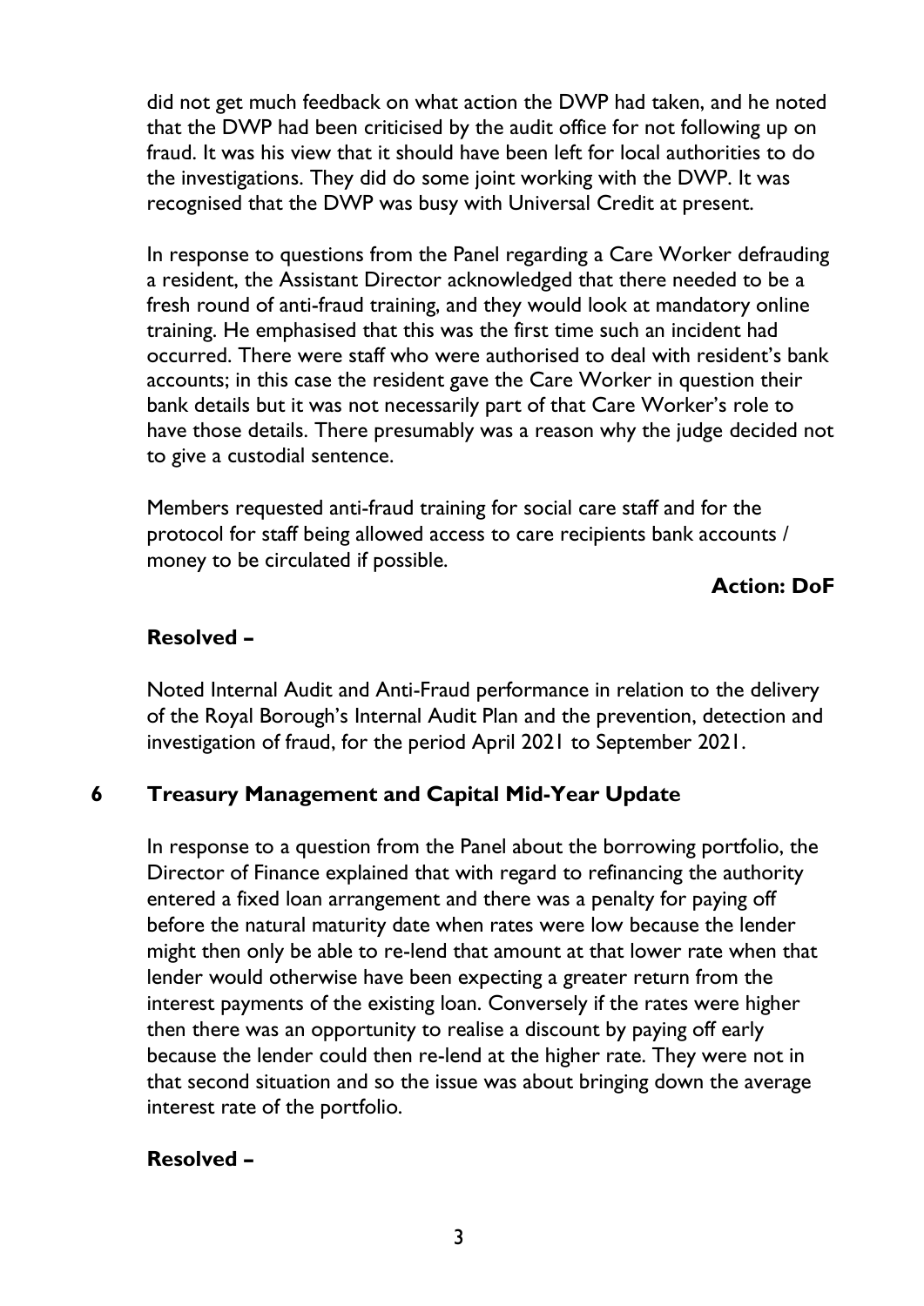did not get much feedback on what action the DWP had taken, and he noted that the DWP had been criticised by the audit office for not following up on fraud. It was his view that it should have been left for local authorities to do the investigations. They did do some joint working with the DWP. It was recognised that the DWP was busy with Universal Credit at present.

In response to questions from the Panel regarding a Care Worker defrauding a resident, the Assistant Director acknowledged that there needed to be a fresh round of anti-fraud training, and they would look at mandatory online training. He emphasised that this was the first time such an incident had occurred. There were staff who were authorised to deal with resident's bank accounts; in this case the resident gave the Care Worker in question their bank details but it was not necessarily part of that Care Worker's role to have those details. There presumably was a reason why the judge decided not to give a custodial sentence.

Members requested anti-fraud training for social care staff and for the protocol for staff being allowed access to care recipients bank accounts / money to be circulated if possible.

**Action: DoF**

**Resolved –**

Noted Internal Audit and Anti-Fraud performance in relation to the delivery of the Royal Borough's Internal Audit Plan and the prevention, detection and investigation of fraud, for the period April 2021 to September 2021.

## 6 Treasury Management and Capital Mid-Year Update

In response to a question from the Panel about the borrowing portfolio, the Director of Finance explained that with regard to refinancing the authority entered a fixed loan arrangement and there was a penalty for paying off before the natural maturity date when rates were low because the lender might then only be able to re-lend that amount at that lower rate when that lender would otherwise have been expecting a greater return from the interest payments of the existing loan. Conversely if the rates were higher then there was an opportunity to realise a discount by paying off early because the lender could then re-lend at the higher rate. They were not in that second situation and so the issue was about bringing down the average interest rate of the portfolio.

**Resolved –**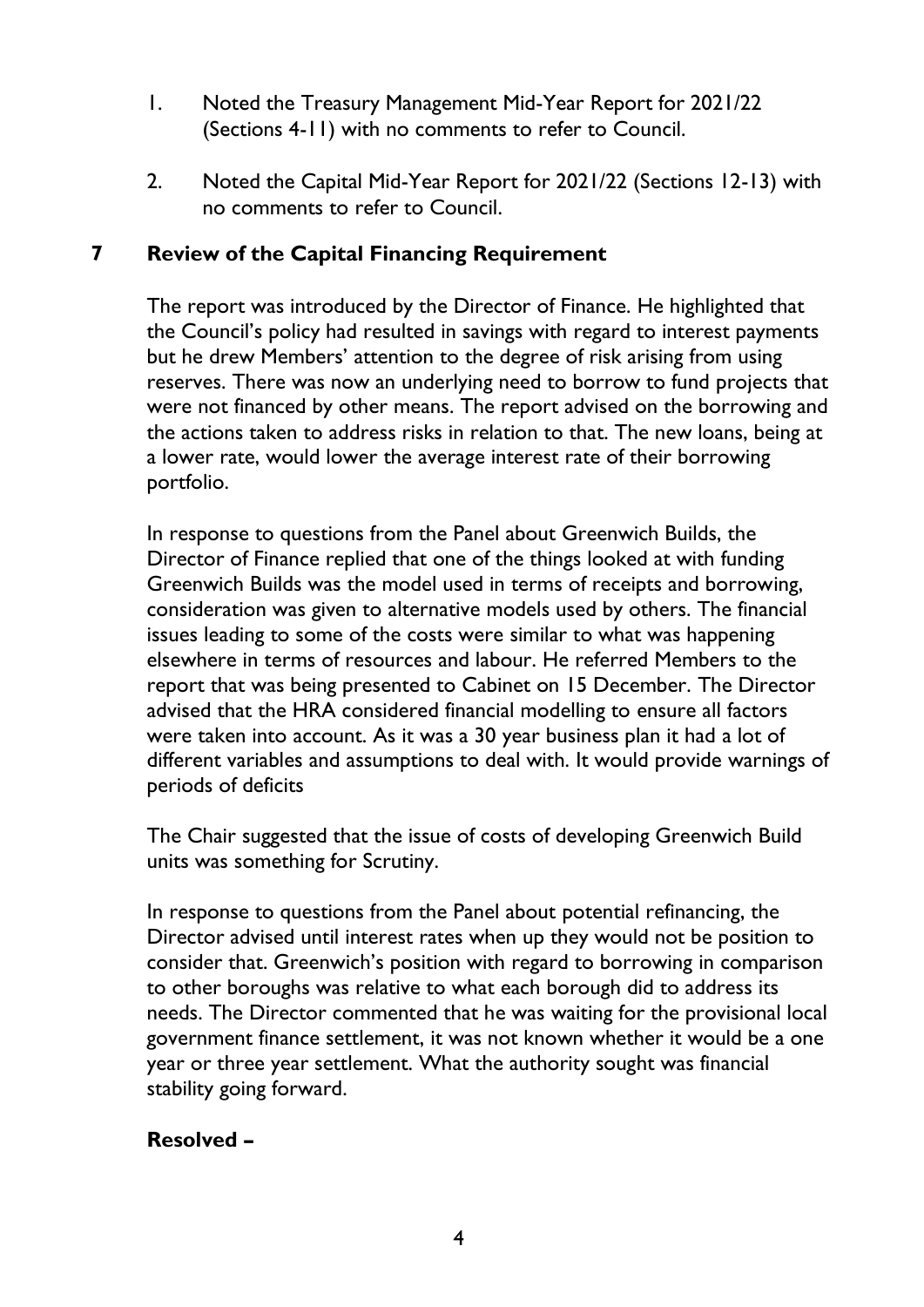1. Noted the Treasury Management Mid-Year Report for 2021/22 (Sections 4-11) with no comments to refer to Council.

2. Noted the Capital Mid-Year Report for 2021/22 (Sections 12-13) with no comments to refer to Council.

## 7 Review of the Capital Financing Requirement

The report was introduced by the Director of Finance. He highlighted that the Council's policy had resulted in savings with regard to interest payments but he drew Members' attention to the degree of risk arising from using reserves. There was now an underlying need to borrow to fund projects that were not financed by other means. The report advised on the borrowing and the actions taken to address risks in relation to that. The new loans, being at a lower rate, would lower the average interest rate of their borrowing portfolio.

In response to questions from the Panel about Greenwich Builds, the Director of Finance replied that one of the things looked at with funding Greenwich Builds was the model used in terms of receipts and borrowing, consideration was given to alternative models used by others. The financial issues leading to some of the costs were similar to what was happening elsewhere in terms of resources and labour. He referred Members to the report that was being presented to Cabinet on 15 December. The Director advised that the HRA considered financial modelling to ensure all factors were taken into account. As it was a 30 year business plan it had a lot of different variables and assumptions to deal with. It would provide warnings of periods of deficits

The Chair suggested that the issue of costs of developing Greenwich Build units was something for Scrutiny.

In response to questions from the Panel about potential refinancing, the Director advised until interest rates when up they would not be position to consider that. Greenwich's position with regard to borrowing in comparison to other boroughs was relative to what each borough did to address its needs. The Director commented that he was waiting for the provisional local government finance settlement, it was not known whether it would be a one year or three year settlement. What the authority sought was financial stability going forward.

**Resolved –**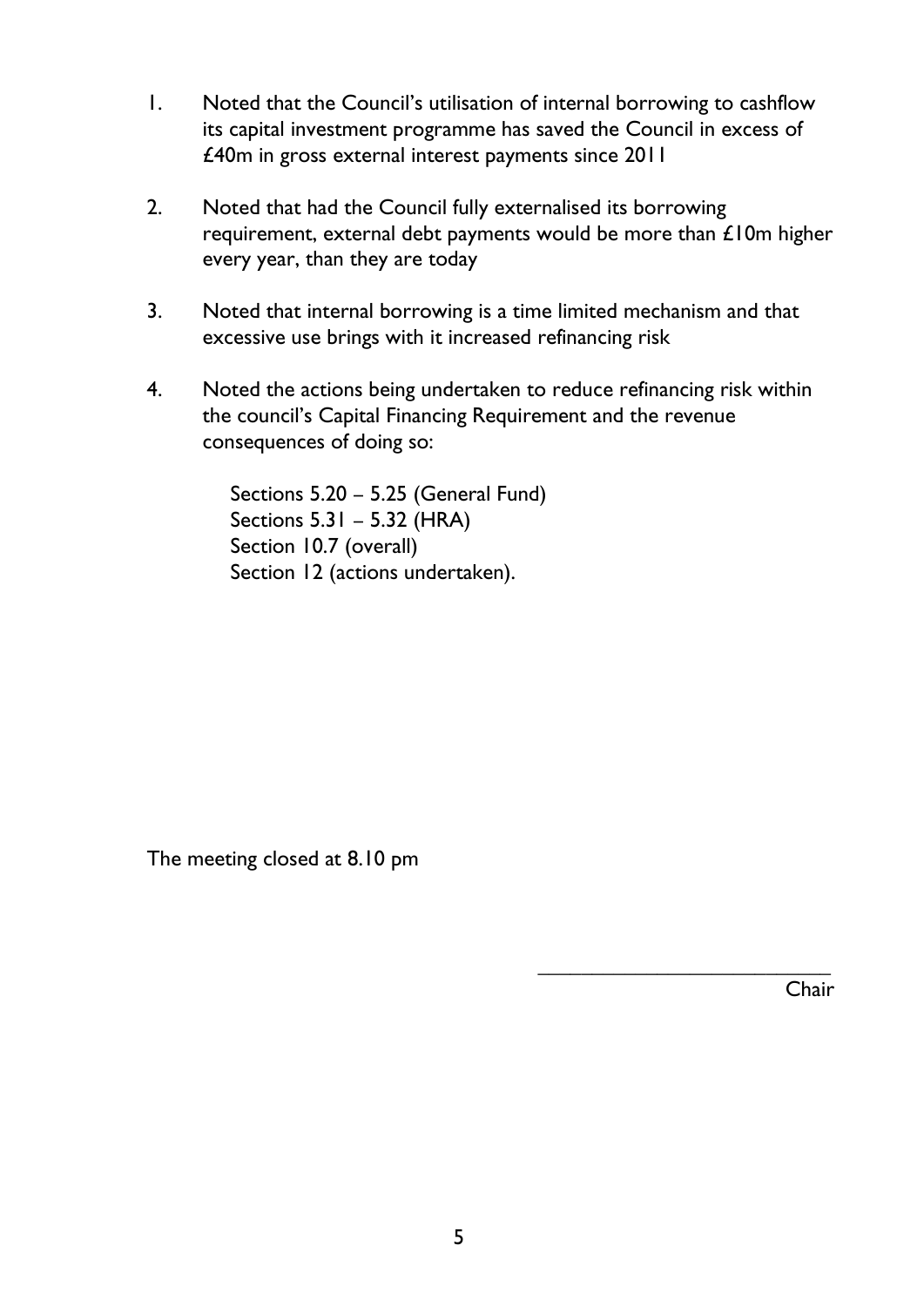1. Noted that the Council's utilisation of internal borrowing to cashflow its capital investment programme has saved the Council in excess of £40m in gross external interest payments since 2011

2. Noted that had the Council fully externalised its borrowing requirement, external debt payments would be more than £10m higher every year, than they are today

3. Noted that internal borrowing is a time limited mechanism and that excessive use brings with it increased refinancing risk

4. Noted the actions being undertaken to reduce refinancing risk within the council's Capital Financing Requirement and the revenue consequences of doing so:

   Sections 5.20 – 5.25 (General Fund)
   Sections 5.31 – 5.32 (HRA)
   Section 10.7 (overall)
   Section 12 (actions undertaken).

The meeting closed at 8.10 pm

\_\_\_\_\_\_\_\_\_\_\_\_\_\_\_\_\_\_\_\_\_\_\_\_\_\_\_

Chair